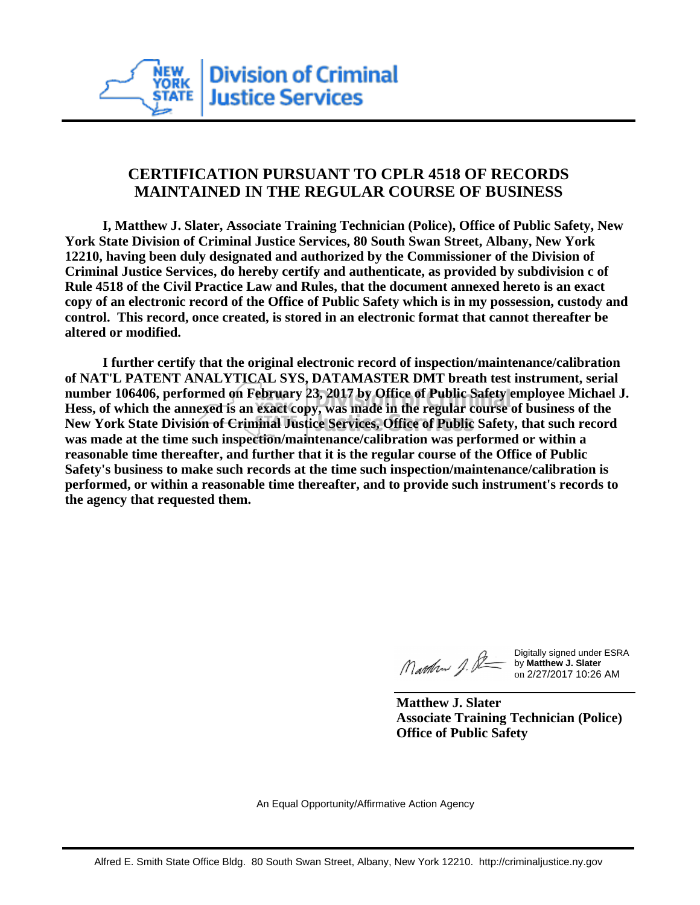Division of Criminal Justice Services

# CERTIFICATION PURSUANT TO CPLR 4518 OF RECORDS MAINTAINED IN THE REGULAR COURSE OF BUSINESS

**I, Matthew J. Slater, Associate Training Technician (Police), Office of Public Safety, New York State Division of Criminal Justice Services, 80 South Swan Street, Albany, New York 12210, having been duly designated and authorized by the Commissioner of the Division of Criminal Justice Services, do hereby certify and authenticate, as provided by subdivision c of Rule 4518 of the Civil Practice Law and Rules, that the document annexed hereto is an exact copy of an electronic record of the Office of Public Safety which is in my possession, custody and control. This record, once created, is stored in an electronic format that cannot thereafter be altered or modified.**

**I further certify that the original electronic record of inspection/maintenance/calibration of NAT'L PATENT ANALYTICAL SYS, DATAMASTER DMT breath test instrument, serial number 106406, performed on February 23, 2017 by Office of Public Safety employee Michael J. Hess, of which the annexed is an exact copy, was made in the regular course of business of the New York State Division of Criminal Justice Services, Office of Public Safety, that such record was made at the time such inspection/maintenance/calibration was performed or within a reasonable time thereafter, and further that it is the regular course of the Office of Public Safety's business to make such records at the time such inspection/maintenance/calibration is performed, or within a reasonable time thereafter, and to provide such instrument's records to the agency that requested them.**

Digitally signed under ESRA by **Matthew J. Slater** on 2/27/2017 10:26 AM

**Matthew J. Slater**
**Associate Training Technician (Police)**
**Office of Public Safety**

An Equal Opportunity/Affirmative Action Agency

Alfred E. Smith State Office Bldg. 80 South Swan Street, Albany, New York 12210. http://criminaljustice.ny.gov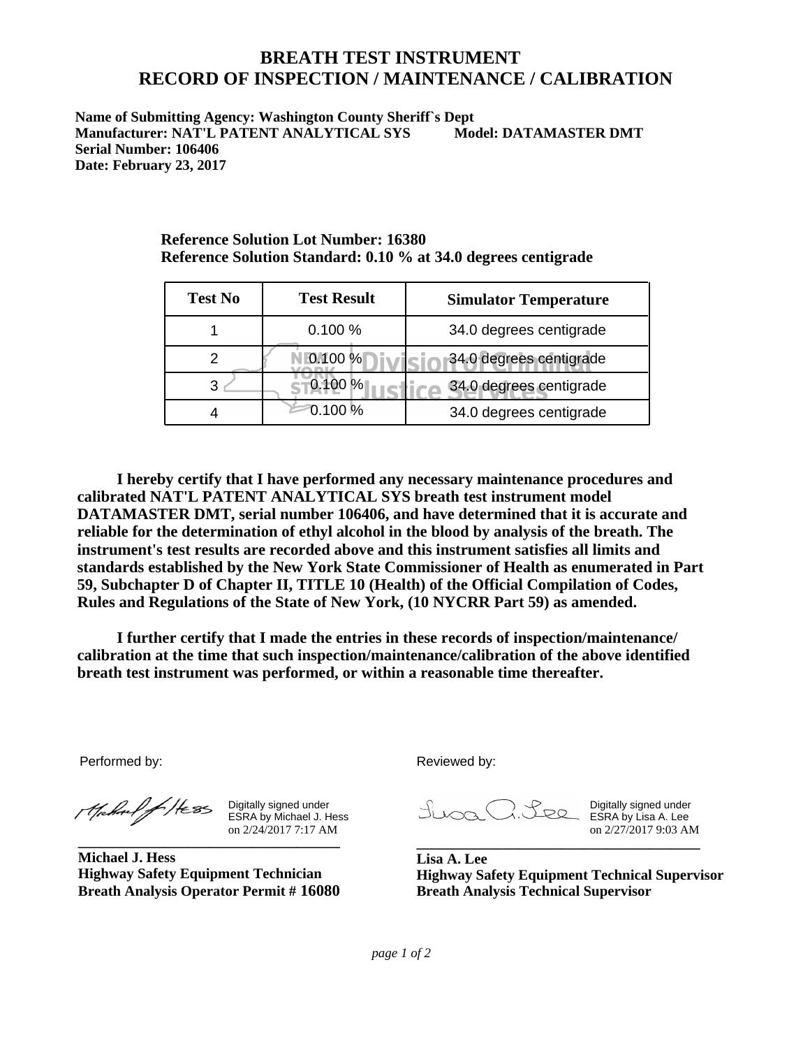# BREATH TEST INSTRUMENT
# RECORD OF INSPECTION / MAINTENANCE / CALIBRATION

**Name of Submitting Agency: Washington County Sheriff`s Dept**
**Manufacturer: NAT'L PATENT ANALYTICAL SYS Model: DATAMASTER DMT**
**Serial Number: 106406**
**Date: February 23, 2017**

**Reference Solution Lot Number: 16380**
**Reference Solution Standard: 0.10 % at 34.0 degrees centigrade**

| Test No | Test Result | Simulator Temperature |
|---|---|---|
| 1 | 0.100 % | 34.0 degrees centigrade |
| 2 | 0.100 % | 34.0 degrees centigrade |
| 3 | 0.100 % | 34.0 degrees centigrade |
| 4 | 0.100 % | 34.0 degrees centigrade |

**I hereby certify that I have performed any necessary maintenance procedures and calibrated NAT'L PATENT ANALYTICAL SYS breath test instrument model DATAMASTER DMT, serial number 106406, and have determined that it is accurate and reliable for the determination of ethyl alcohol in the blood by analysis of the breath. The instrument's test results are recorded above and this instrument satisfies all limits and standards established by the New York State Commissioner of Health as enumerated in Part 59, Subchapter D of Chapter II, TITLE 10 (Health) of the Official Compilation of Codes, Rules and Regulations of the State of New York, (10 NYCRR Part 59) as amended.**

**I further certify that I made the entries in these records of inspection/maintenance/ calibration at the time that such inspection/maintenance/calibration of the above identified breath test instrument was performed, or within a reasonable time thereafter.**

Performed by:

Digitally signed under ESRA by Michael J. Hess on 2/24/2017 7:17 AM

**Michael J. Hess**
**Highway Safety Equipment Technician**
**Breath Analysis Operator Permit # 16080**

Reviewed by:

Digitally signed under ESRA by Lisa A. Lee on 2/27/2017 9:03 AM

**Lisa A. Lee**
**Highway Safety Equipment Technical Supervisor**
**Breath Analysis Technical Supervisor**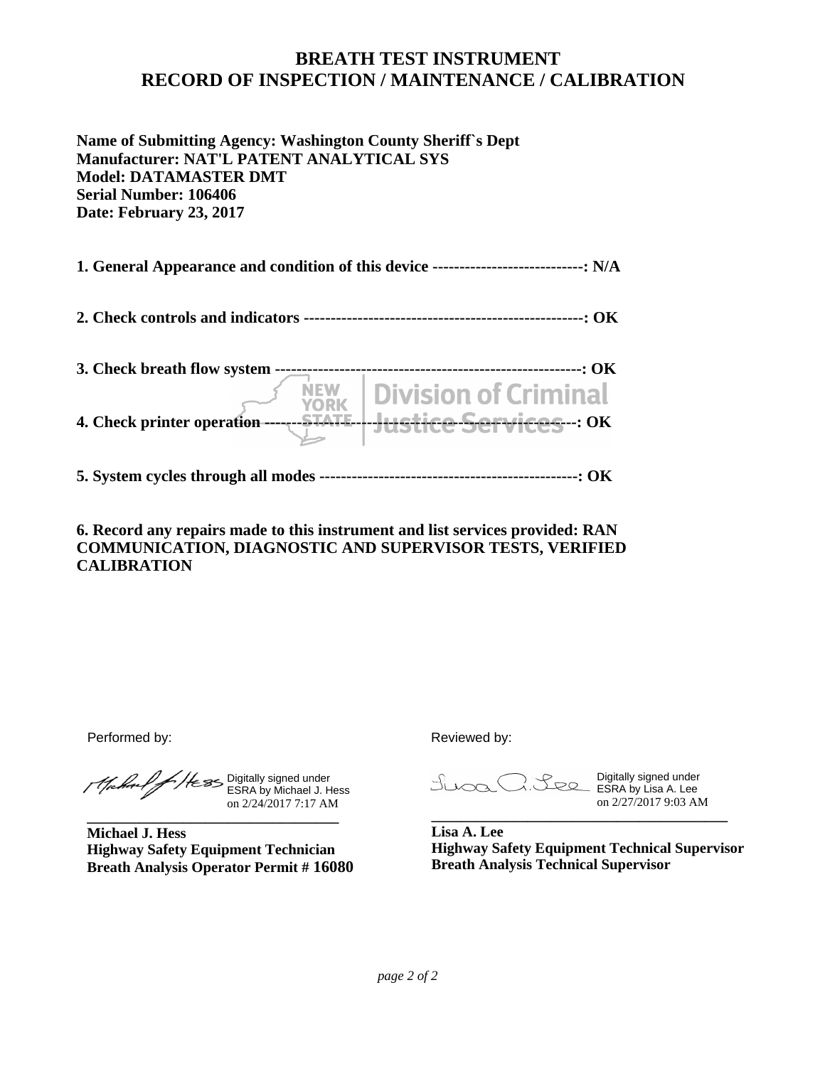# BREATH TEST INSTRUMENT
# RECORD OF INSPECTION / MAINTENANCE / CALIBRATION

**Name of Submitting Agency: Washington County Sheriff`s Dept**
**Manufacturer: NAT'L PATENT ANALYTICAL SYS**
**Model: DATAMASTER DMT**
**Serial Number: 106406**
**Date: February 23, 2017**

**1. General Appearance and condition of this device ----------------------------: N/A**

**2. Check controls and indicators ---------------------------------------------------: OK**

**3. Check breath flow system --------------------------------------------------------: OK**

**4. Check printer operation ------------------------------------------------------------: OK**

**5. System cycles through all modes ------------------------------------------------: OK**

**6. Record any repairs made to this instrument and list services provided: RAN COMMUNICATION, DIAGNOSTIC AND SUPERVISOR TESTS, VERIFIED CALIBRATION**

Performed by:

Digitally signed under ESRA by Michael J. Hess on 2/24/2017 7:17 AM

**Michael J. Hess**
**Highway Safety Equipment Technician**
**Breath Analysis Operator Permit # 16080**

Reviewed by:

Digitally signed under ESRA by Lisa A. Lee on 2/27/2017 9:03 AM

**Lisa A. Lee**
**Highway Safety Equipment Technical Supervisor**
**Breath Analysis Technical Supervisor**